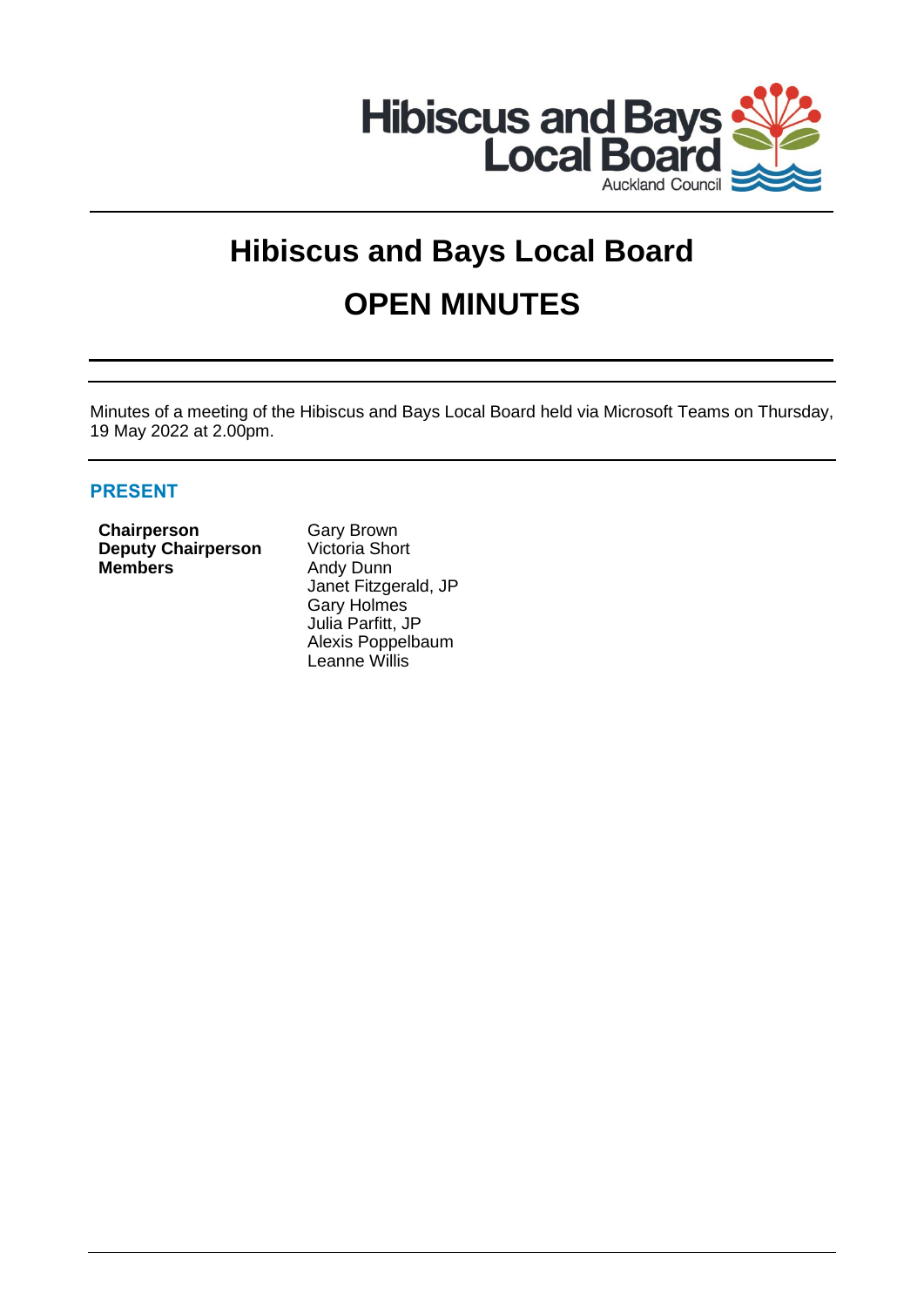# Hibiscus and Bays Local Board

# OPEN MINUTES

Minutes of a meeting of the Hibiscus and Bays Local Board held via Microsoft Teams on Thursday, 19 May 2022 at 2.00pm.

## PRESENT

| | |
|---|---|
| **Chairperson** | Gary Brown |
| **Deputy Chairperson** | Victoria Short |
| **Members** | Andy Dunn |
| | Janet Fitzgerald, JP |
| | Gary Holmes |
| | Julia Parfitt, JP |
| | Alexis Poppelbaum |
| | Leanne Willis |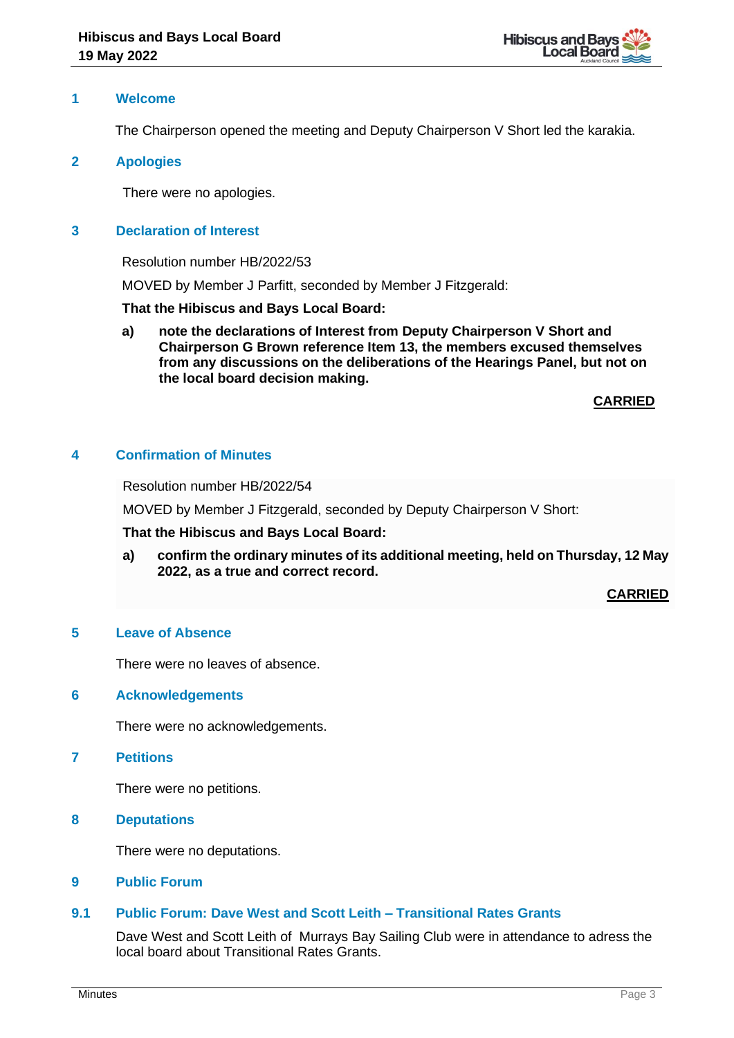## 1 Welcome

The Chairperson opened the meeting and Deputy Chairperson V Short led the karakia.

## 2 Apologies

There were no apologies.

## 3 Declaration of Interest

Resolution number HB/2022/53

MOVED by Member J Parfitt, seconded by Member J Fitzgerald:

**That the Hibiscus and Bays Local Board:**

**a) note the declarations of Interest from Deputy Chairperson V Short and Chairperson G Brown reference Item 13, the members excused themselves from any discussions on the deliberations of the Hearings Panel, but not on the local board decision making.**

**CARRIED**

## 4 Confirmation of Minutes

Resolution number HB/2022/54

MOVED by Member J Fitzgerald, seconded by Deputy Chairperson V Short:

**That the Hibiscus and Bays Local Board:**

**a) confirm the ordinary minutes of its additional meeting, held on Thursday, 12 May 2022, as a true and correct record.**

**CARRIED**

## 5 Leave of Absence

There were no leaves of absence.

## 6 Acknowledgements

There were no acknowledgements.

## 7 Petitions

There were no petitions.

## 8 Deputations

There were no deputations.

## 9 Public Forum

### 9.1 Public Forum: Dave West and Scott Leith – Transitional Rates Grants

Dave West and Scott Leith of Murrays Bay Sailing Club were in attendance to adress the local board about Transitional Rates Grants.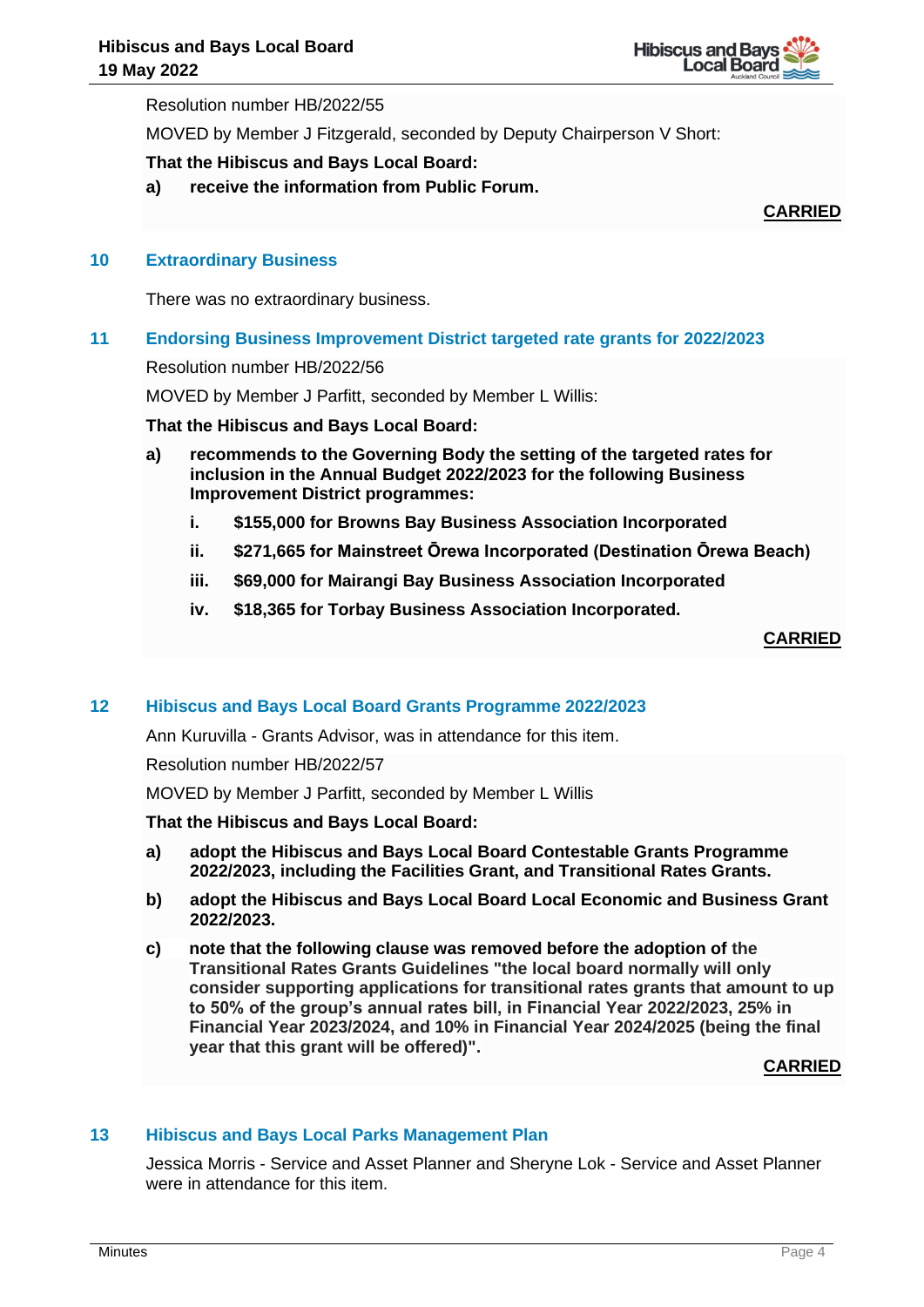Resolution number HB/2022/55

MOVED by Member J Fitzgerald, seconded by Deputy Chairperson V Short:

**That the Hibiscus and Bays Local Board:**

**a) receive the information from Public Forum.**

**CARRIED**

## 10 Extraordinary Business

There was no extraordinary business.

## 11 Endorsing Business Improvement District targeted rate grants for 2022/2023

Resolution number HB/2022/56

MOVED by Member J Parfitt, seconded by Member L Willis:

**That the Hibiscus and Bays Local Board:**

**a) recommends to the Governing Body the setting of the targeted rates for inclusion in the Annual Budget 2022/2023 for the following Business Improvement District programmes:**

**i. $155,000 for Browns Bay Business Association Incorporated**

**ii. $271,665 for Mainstreet Ōrewa Incorporated (Destination Ōrewa Beach)**

**iii. $69,000 for Mairangi Bay Business Association Incorporated**

**iv. $18,365 for Torbay Business Association Incorporated.**

**CARRIED**

## 12 Hibiscus and Bays Local Board Grants Programme 2022/2023

Ann Kuruvilla - Grants Advisor, was in attendance for this item.

Resolution number HB/2022/57

MOVED by Member J Parfitt, seconded by Member L Willis

**That the Hibiscus and Bays Local Board:**

**a) adopt the Hibiscus and Bays Local Board Contestable Grants Programme 2022/2023, including the Facilities Grant, and Transitional Rates Grants.**

**b) adopt the Hibiscus and Bays Local Board Local Economic and Business Grant 2022/2023.**

**c) note that the following clause was removed before the adoption of the Transitional Rates Grants Guidelines "the local board normally will only consider supporting applications for transitional rates grants that amount to up to 50% of the group's annual rates bill, in Financial Year 2022/2023, 25% in Financial Year 2023/2024, and 10% in Financial Year 2024/2025 (being the final year that this grant will be offered)".**

**CARRIED**

## 13 Hibiscus and Bays Local Parks Management Plan

Jessica Morris - Service and Asset Planner and Sheryne Lok - Service and Asset Planner were in attendance for this item.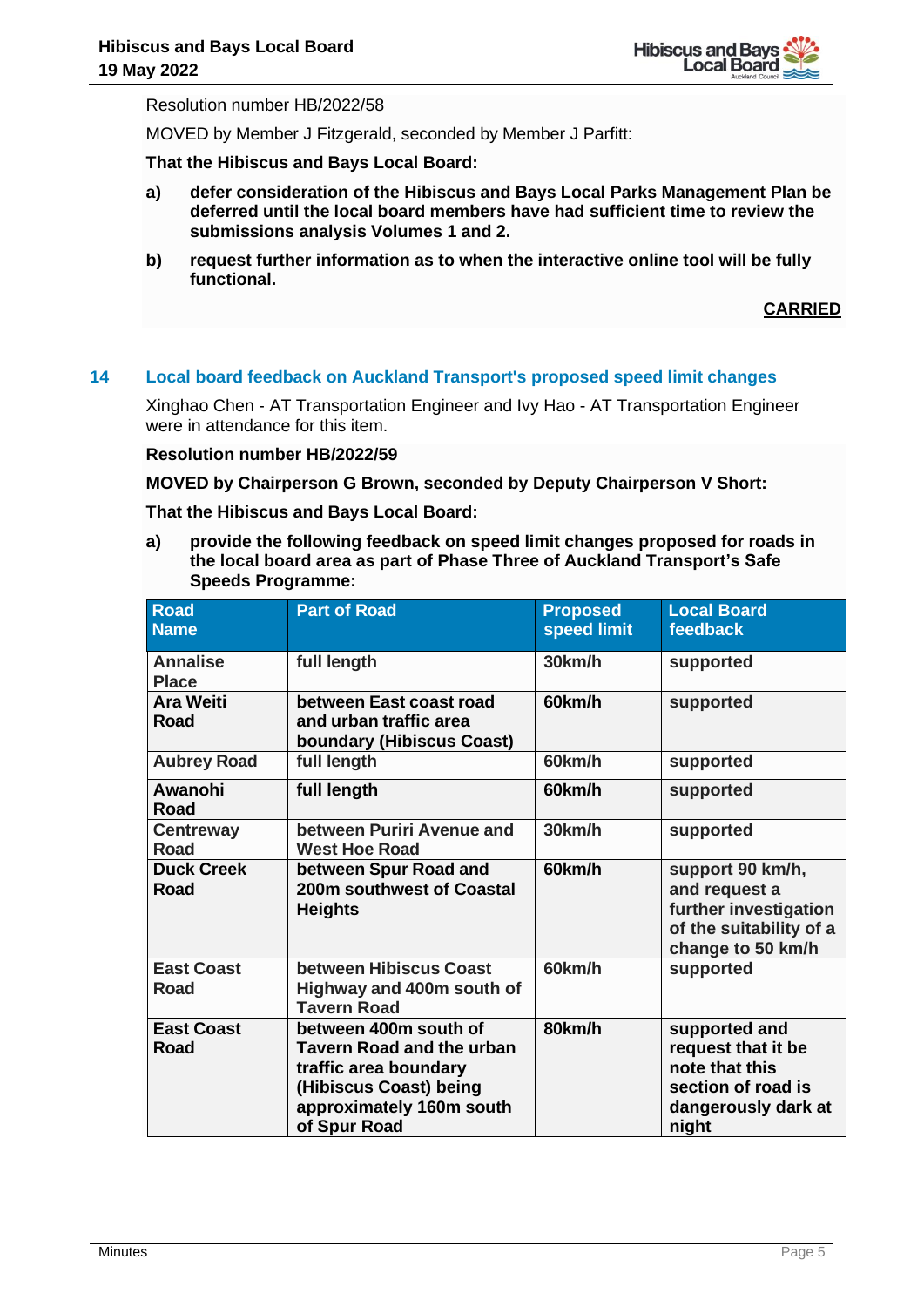Resolution number HB/2022/58

MOVED by Member J Fitzgerald, seconded by Member J Parfitt:

**That the Hibiscus and Bays Local Board:**

**a) defer consideration of the Hibiscus and Bays Local Parks Management Plan be deferred until the local board members have had sufficient time to review the submissions analysis Volumes 1 and 2.**

**b) request further information as to when the interactive online tool will be fully functional.**

**CARRIED**

## 14 Local board feedback on Auckland Transport's proposed speed limit changes

Xinghao Chen - AT Transportation Engineer and Ivy Hao - AT Transportation Engineer were in attendance for this item.

**Resolution number HB/2022/59**

**MOVED by Chairperson G Brown, seconded by Deputy Chairperson V Short:**

**That the Hibiscus and Bays Local Board:**

**a) provide the following feedback on speed limit changes proposed for roads in the local board area as part of Phase Three of Auckland Transport's Safe Speeds Programme:**

| Road Name | Part of Road | Proposed speed limit | Local Board feedback |
|---|---|---|---|
| Annalise Place | full length | 30km/h | supported |
| Ara Weiti Road | between East coast road and urban traffic area boundary (Hibiscus Coast) | 60km/h | supported |
| Aubrey Road | full length | 60km/h | supported |
| Awanohi Road | full length | 60km/h | supported |
| Centreway Road | between Puriri Avenue and West Hoe Road | 30km/h | supported |
| Duck Creek Road | between Spur Road and 200m southwest of Coastal Heights | 60km/h | support 90 km/h, and request a further investigation of the suitability of a change to 50 km/h |
| East Coast Road | between Hibiscus Coast Highway and 400m south of Tavern Road | 60km/h | supported |
| East Coast Road | between 400m south of Tavern Road and the urban traffic area boundary (Hibiscus Coast) being approximately 160m south of Spur Road | 80km/h | supported and request that it be note that this section of road is dangerously dark at night |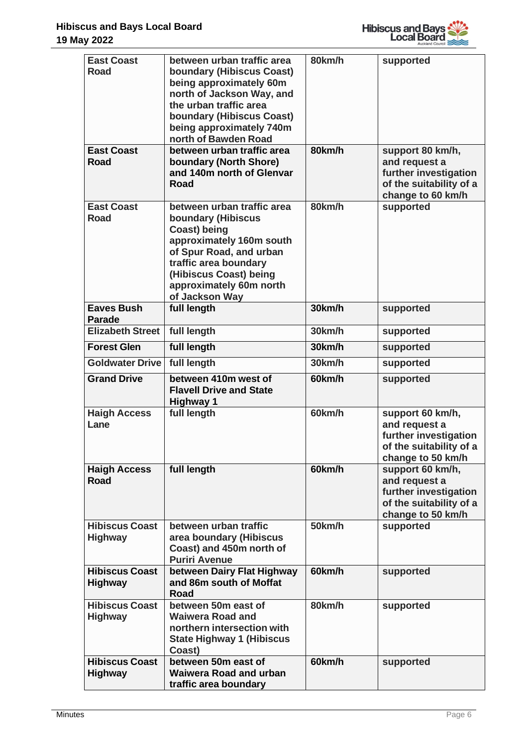| East Coast Road | between urban traffic area boundary (Hibiscus Coast) being approximately 60m north of Jackson Way, and the urban traffic area boundary (Hibiscus Coast) being approximately 740m north of Bawden Road | 80km/h | supported |
|---|---|---|---|
| East Coast Road | between urban traffic area boundary (North Shore) and 140m north of Glenvar Road | 80km/h | support 80 km/h, and request a further investigation of the suitability of a change to 60 km/h |
| East Coast Road | between urban traffic area boundary (Hibiscus Coast) being approximately 160m south of Spur Road, and urban traffic area boundary (Hibiscus Coast) being approximately 60m north of Jackson Way | 80km/h | supported |
| Eaves Bush Parade | full length | 30km/h | supported |
| Elizabeth Street | full length | 30km/h | supported |
| Forest Glen | full length | 30km/h | supported |
| Goldwater Drive | full length | 30km/h | supported |
| Grand Drive | between 410m west of Flavell Drive and State Highway 1 | 60km/h | supported |
| Haigh Access Lane | full length | 60km/h | support 60 km/h, and request a further investigation of the suitability of a change to 50 km/h |
| Haigh Access Road | full length | 60km/h | support 60 km/h, and request a further investigation of the suitability of a change to 50 km/h |
| Hibiscus Coast Highway | between urban traffic area boundary (Hibiscus Coast) and 450m north of Puriri Avenue | 50km/h | supported |
| Hibiscus Coast Highway | between Dairy Flat Highway and 86m south of Moffat Road | 60km/h | supported |
| Hibiscus Coast Highway | between 50m east of Waiwera Road and northern intersection with State Highway 1 (Hibiscus Coast) | 80km/h | supported |
| Hibiscus Coast Highway | between 50m east of Waiwera Road and urban traffic area boundary | 60km/h | supported |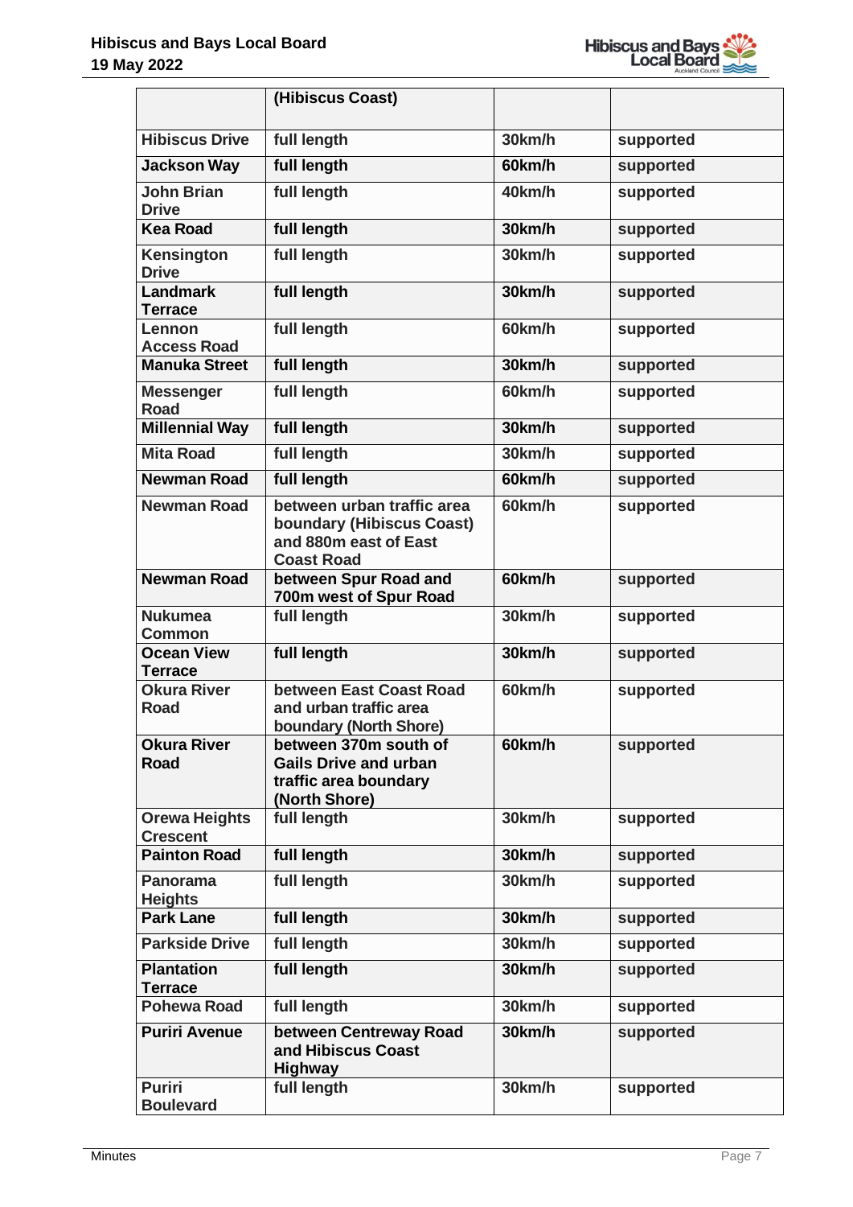| | (Hibiscus Coast) | | |
|---|---|---|---|
| **Hibiscus Drive** | **full length** | **30km/h** | **supported** |
| **Jackson Way** | **full length** | **60km/h** | **supported** |
| **John Brian Drive** | **full length** | **40km/h** | **supported** |
| **Kea Road** | **full length** | **30km/h** | **supported** |
| **Kensington Drive** | **full length** | **30km/h** | **supported** |
| **Landmark Terrace** | **full length** | **30km/h** | **supported** |
| **Lennon Access Road** | **full length** | **60km/h** | **supported** |
| **Manuka Street** | **full length** | **30km/h** | **supported** |
| **Messenger Road** | **full length** | **60km/h** | **supported** |
| **Millennial Way** | **full length** | **30km/h** | **supported** |
| **Mita Road** | **full length** | **30km/h** | **supported** |
| **Newman Road** | **full length** | **60km/h** | **supported** |
| **Newman Road** | **between urban traffic area boundary (Hibiscus Coast) and 880m east of East Coast Road** | **60km/h** | **supported** |
| **Newman Road** | **between Spur Road and 700m west of Spur Road** | **60km/h** | **supported** |
| **Nukumea Common** | **full length** | **30km/h** | **supported** |
| **Ocean View Terrace** | **full length** | **30km/h** | **supported** |
| **Okura River Road** | **between East Coast Road and urban traffic area boundary (North Shore)** | **60km/h** | **supported** |
| **Okura River Road** | **between 370m south of Gails Drive and urban traffic area boundary (North Shore)** | **60km/h** | **supported** |
| **Orewa Heights Crescent** | **full length** | **30km/h** | **supported** |
| **Painton Road** | **full length** | **30km/h** | **supported** |
| **Panorama Heights** | **full length** | **30km/h** | **supported** |
| **Park Lane** | **full length** | **30km/h** | **supported** |
| **Parkside Drive** | **full length** | **30km/h** | **supported** |
| **Plantation Terrace** | **full length** | **30km/h** | **supported** |
| **Pohewa Road** | **full length** | **30km/h** | **supported** |
| **Puriri Avenue** | **between Centreway Road and Hibiscus Coast Highway** | **30km/h** | **supported** |
| **Puriri Boulevard** | **full length** | **30km/h** | **supported** |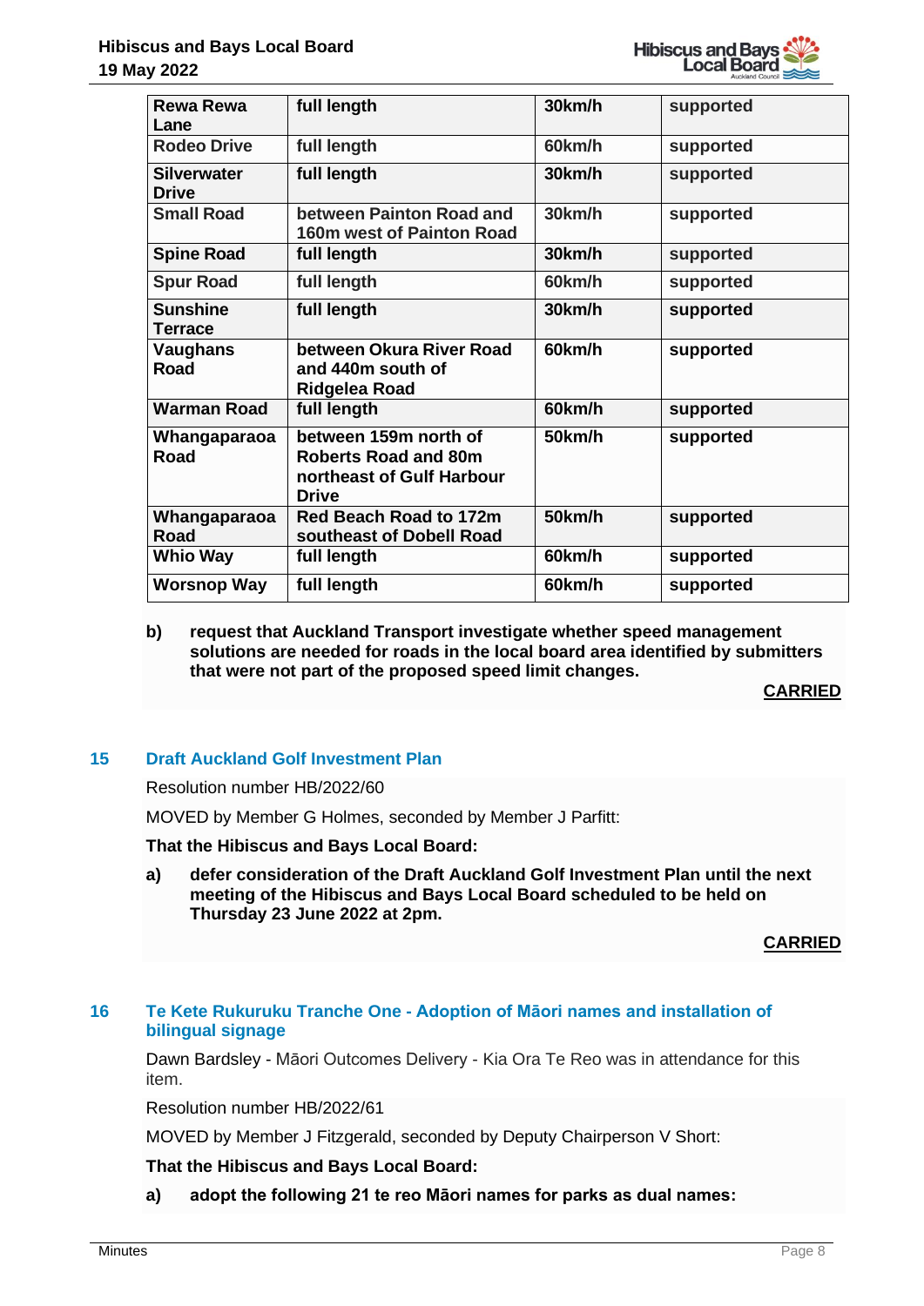| Rewa Rewa Lane | full length | 30km/h | supported |
|---|---|---|---|
| Rodeo Drive | full length | 60km/h | supported |
| Silverwater Drive | full length | 30km/h | supported |
| Small Road | between Painton Road and 160m west of Painton Road | 30km/h | supported |
| Spine Road | full length | 30km/h | supported |
| Spur Road | full length | 60km/h | supported |
| Sunshine Terrace | full length | 30km/h | supported |
| Vaughans Road | between Okura River Road and 440m south of Ridgelea Road | 60km/h | supported |
| Warman Road | full length | 60km/h | supported |
| Whangaparaoa Road | between 159m north of Roberts Road and 80m northeast of Gulf Harbour Drive | 50km/h | supported |
| Whangaparaoa Road | Red Beach Road to 172m southeast of Dobell Road | 50km/h | supported |
| Whio Way | full length | 60km/h | supported |
| Worsnop Way | full length | 60km/h | supported |

**b) request that Auckland Transport investigate whether speed management solutions are needed for roads in the local board area identified by submitters that were not part of the proposed speed limit changes.**

**CARRIED**

## 15 Draft Auckland Golf Investment Plan

Resolution number HB/2022/60

MOVED by Member G Holmes, seconded by Member J Parfitt:

**That the Hibiscus and Bays Local Board:**

**a) defer consideration of the Draft Auckland Golf Investment Plan until the next meeting of the Hibiscus and Bays Local Board scheduled to be held on Thursday 23 June 2022 at 2pm.**

**CARRIED**

## 16 Te Kete Rukuruku Tranche One - Adoption of Māori names and installation of bilingual signage

Dawn Bardsley - Māori Outcomes Delivery - Kia Ora Te Reo was in attendance for this item.

Resolution number HB/2022/61

MOVED by Member J Fitzgerald, seconded by Deputy Chairperson V Short:

**That the Hibiscus and Bays Local Board:**

**a) adopt the following 21 te reo Māori names for parks as dual names:**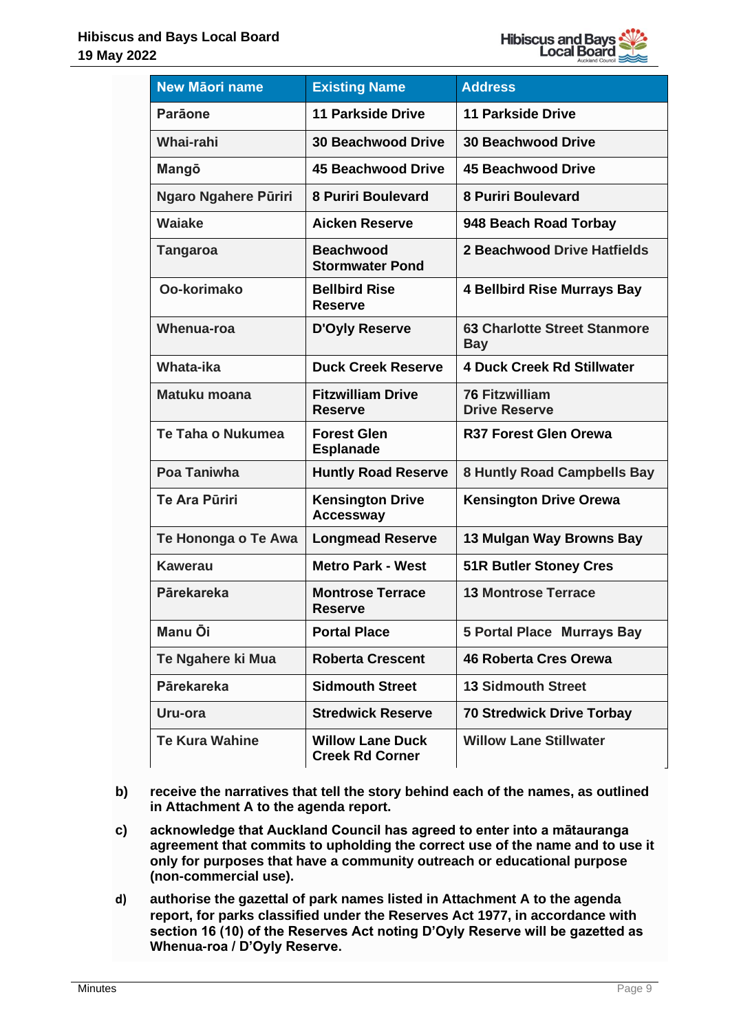| New Māori name | Existing Name | Address |
|---|---|---|
| Parāone | 11 Parkside Drive | 11 Parkside Drive |
| Whai-rahi | 30 Beachwood Drive | 30 Beachwood Drive |
| Mangō | 45 Beachwood Drive | 45 Beachwood Drive |
| Ngaro Ngahere Pūriri | 8 Puriri Boulevard | 8 Puriri Boulevard |
| Waiake | Aicken Reserve | 948 Beach Road Torbay |
| Tangaroa | Beachwood Stormwater Pond | 2 Beachwood Drive Hatfields |
| Oo-korimako | Bellbird Rise Reserve | 4 Bellbird Rise Murrays Bay |
| Whenua-roa | D'Oyly Reserve | 63 Charlotte Street Stanmore Bay |
| Whata-ika | Duck Creek Reserve | 4 Duck Creek Rd Stillwater |
| Matuku moana | Fitzwilliam Drive Reserve | 76 Fitzwilliam Drive Reserve |
| Te Taha o Nukumea | Forest Glen Esplanade | R37 Forest Glen Orewa |
| Poa Taniwha | Huntly Road Reserve | 8 Huntly Road Campbells Bay |
| Te Ara Pūriri | Kensington Drive Accessway | Kensington Drive Orewa |
| Te Hononga o Te Awa | Longmead Reserve | 13 Mulgan Way Browns Bay |
| Kawerau | Metro Park - West | 51R Butler Stoney Cres |
| Pārekareka | Montrose Terrace Reserve | 13 Montrose Terrace |
| Manu Ōi | Portal Place | 5 Portal Place Murrays Bay |
| Te Ngahere ki Mua | Roberta Crescent | 46 Roberta Cres Orewa |
| Pārekareka | Sidmouth Street | 13 Sidmouth Street |
| Uru-ora | Stredwick Reserve | 70 Stredwick Drive Torbay |
| Te Kura Wahine | Willow Lane Duck Creek Rd Corner | Willow Lane Stillwater |

**b) receive the narratives that tell the story behind each of the names, as outlined in Attachment A to the agenda report.**

**c) acknowledge that Auckland Council has agreed to enter into a mātauranga agreement that commits to upholding the correct use of the name and to use it only for purposes that have a community outreach or educational purpose (non-commercial use).**

**d) authorise the gazettal of park names listed in Attachment A to the agenda report, for parks classified under the Reserves Act 1977, in accordance with section 16 (10) of the Reserves Act noting D'Oyly Reserve will be gazetted as Whenua-roa / D'Oyly Reserve.**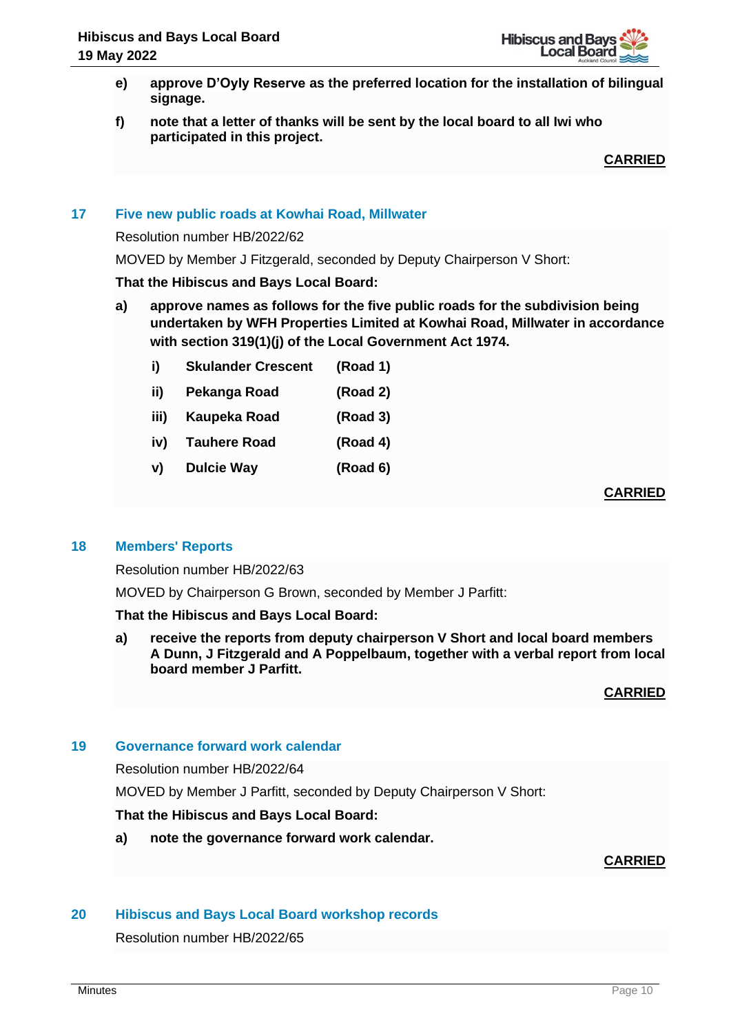e) **approve D'Oyly Reserve as the preferred location for the installation of bilingual signage.**

f) **note that a letter of thanks will be sent by the local board to all Iwi who participated in this project.**

**CARRIED**

## 17 Five new public roads at Kowhai Road, Millwater

Resolution number HB/2022/62

MOVED by Member J Fitzgerald, seconded by Deputy Chairperson V Short:

**That the Hibiscus and Bays Local Board:**

a) **approve names as follows for the five public roads for the subdivision being undertaken by WFH Properties Limited at Kowhai Road, Millwater in accordance with section 319(1)(j) of the Local Government Act 1974.**

   i) **Skulander Crescent (Road 1)**

   ii) **Pekanga Road (Road 2)**

   iii) **Kaupeka Road (Road 3)**

   iv) **Tauhere Road (Road 4)**

   v) **Dulcie Way (Road 6)**

**CARRIED**

## 18 Members' Reports

Resolution number HB/2022/63

MOVED by Chairperson G Brown, seconded by Member J Parfitt:

**That the Hibiscus and Bays Local Board:**

a) **receive the reports from deputy chairperson V Short and local board members A Dunn, J Fitzgerald and A Poppelbaum, together with a verbal report from local board member J Parfitt.**

**CARRIED**

## 19 Governance forward work calendar

Resolution number HB/2022/64

MOVED by Member J Parfitt, seconded by Deputy Chairperson V Short:

**That the Hibiscus and Bays Local Board:**

a) **note the governance forward work calendar.**

**CARRIED**

## 20 Hibiscus and Bays Local Board workshop records

Resolution number HB/2022/65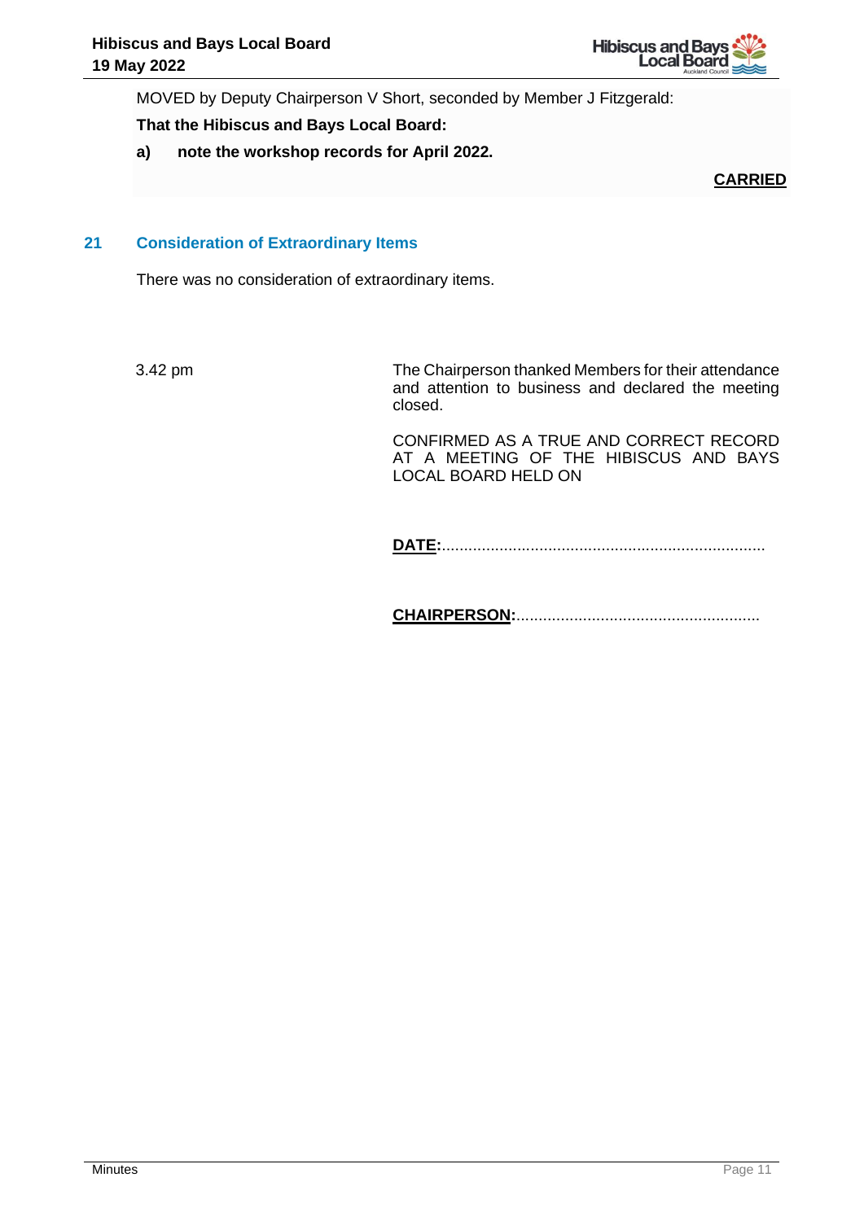MOVED by Deputy Chairperson V Short, seconded by Member J Fitzgerald:

**That the Hibiscus and Bays Local Board:**

**a) note the workshop records for April 2022.**

**CARRIED**

## 21 Consideration of Extraordinary Items

There was no consideration of extraordinary items.

3.42 pm

The Chairperson thanked Members for their attendance and attention to business and declared the meeting closed.

CONFIRMED AS A TRUE AND CORRECT RECORD AT A MEETING OF THE HIBISCUS AND BAYS LOCAL BOARD HELD ON

**DATE:**.........................................................................

**CHAIRPERSON:**.......................................................